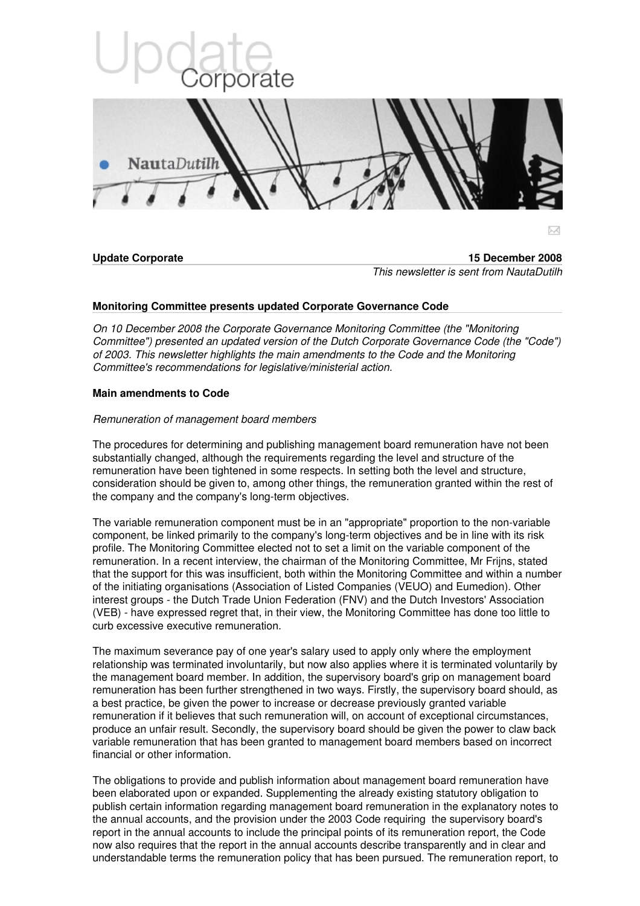# Update Corporate

**Update Corporate** **15 December 2008**

*This newsletter is sent from NautaDutilh*

## Monitoring Committee presents updated Corporate Governance Code

*On 10 December 2008 the Corporate Governance Monitoring Committee (the "Monitoring Committee") presented an updated version of the Dutch Corporate Governance Code (the "Code") of 2003. This newsletter highlights the main amendments to the Code and the Monitoring Committee's recommendations for legislative/ministerial action.*

### Main amendments to Code

*Remuneration of management board members*

The procedures for determining and publishing management board remuneration have not been substantially changed, although the requirements regarding the level and structure of the remuneration have been tightened in some respects. In setting both the level and structure, consideration should be given to, among other things, the remuneration granted within the rest of the company and the company's long-term objectives.

The variable remuneration component must be in an "appropriate" proportion to the non-variable component, be linked primarily to the company's long-term objectives and be in line with its risk profile. The Monitoring Committee elected not to set a limit on the variable component of the remuneration. In a recent interview, the chairman of the Monitoring Committee, Mr Frijns, stated that the support for this was insufficient, both within the Monitoring Committee and within a number of the initiating organisations (Association of Listed Companies (VEUO) and Eumedion). Other interest groups - the Dutch Trade Union Federation (FNV) and the Dutch Investors' Association (VEB) - have expressed regret that, in their view, the Monitoring Committee has done too little to curb excessive executive remuneration.

The maximum severance pay of one year's salary used to apply only where the employment relationship was terminated involuntarily, but now also applies where it is terminated voluntarily by the management board member. In addition, the supervisory board's grip on management board remuneration has been further strengthened in two ways. Firstly, the supervisory board should, as a best practice, be given the power to increase or decrease previously granted variable remuneration if it believes that such remuneration will, on account of exceptional circumstances, produce an unfair result. Secondly, the supervisory board should be given the power to claw back variable remuneration that has been granted to management board members based on incorrect financial or other information.

The obligations to provide and publish information about management board remuneration have been elaborated upon or expanded. Supplementing the already existing statutory obligation to publish certain information regarding management board remuneration in the explanatory notes to the annual accounts, and the provision under the 2003 Code requiring the supervisory board's report in the annual accounts to include the principal points of its remuneration report, the Code now also requires that the report in the annual accounts describe transparently and in clear and understandable terms the remuneration policy that has been pursued. The remuneration report, to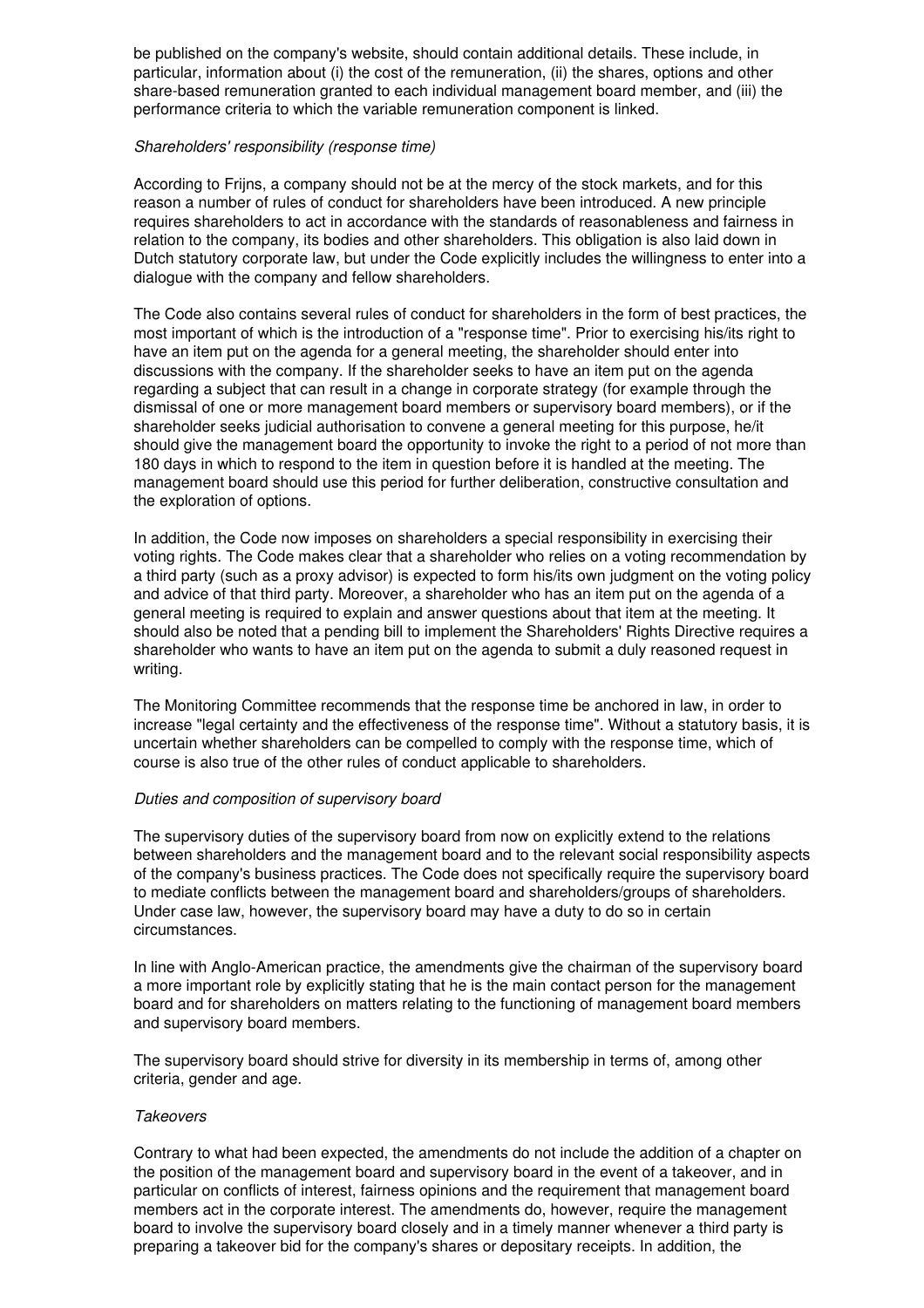be published on the company's website, should contain additional details. These include, in particular, information about (i) the cost of the remuneration, (ii) the shares, options and other share-based remuneration granted to each individual management board member, and (iii) the performance criteria to which the variable remuneration component is linked.

*Shareholders' responsibility (response time)*

According to Frijns, a company should not be at the mercy of the stock markets, and for this reason a number of rules of conduct for shareholders have been introduced. A new principle requires shareholders to act in accordance with the standards of reasonableness and fairness in relation to the company, its bodies and other shareholders. This obligation is also laid down in Dutch statutory corporate law, but under the Code explicitly includes the willingness to enter into a dialogue with the company and fellow shareholders.

The Code also contains several rules of conduct for shareholders in the form of best practices, the most important of which is the introduction of a "response time". Prior to exercising his/its right to have an item put on the agenda for a general meeting, the shareholder should enter into discussions with the company. If the shareholder seeks to have an item put on the agenda regarding a subject that can result in a change in corporate strategy (for example through the dismissal of one or more management board members or supervisory board members), or if the shareholder seeks judicial authorisation to convene a general meeting for this purpose, he/it should give the management board the opportunity to invoke the right to a period of not more than 180 days in which to respond to the item in question before it is handled at the meeting. The management board should use this period for further deliberation, constructive consultation and the exploration of options.

In addition, the Code now imposes on shareholders a special responsibility in exercising their voting rights. The Code makes clear that a shareholder who relies on a voting recommendation by a third party (such as a proxy advisor) is expected to form his/its own judgment on the voting policy and advice of that third party. Moreover, a shareholder who has an item put on the agenda of a general meeting is required to explain and answer questions about that item at the meeting. It should also be noted that a pending bill to implement the Shareholders' Rights Directive requires a shareholder who wants to have an item put on the agenda to submit a duly reasoned request in writing.

The Monitoring Committee recommends that the response time be anchored in law, in order to increase "legal certainty and the effectiveness of the response time". Without a statutory basis, it is uncertain whether shareholders can be compelled to comply with the response time, which of course is also true of the other rules of conduct applicable to shareholders.

*Duties and composition of supervisory board*

The supervisory duties of the supervisory board from now on explicitly extend to the relations between shareholders and the management board and to the relevant social responsibility aspects of the company's business practices. The Code does not specifically require the supervisory board to mediate conflicts between the management board and shareholders/groups of shareholders. Under case law, however, the supervisory board may have a duty to do so in certain circumstances.

In line with Anglo-American practice, the amendments give the chairman of the supervisory board a more important role by explicitly stating that he is the main contact person for the management board and for shareholders on matters relating to the functioning of management board members and supervisory board members.

The supervisory board should strive for diversity in its membership in terms of, among other criteria, gender and age.

*Takeovers*

Contrary to what had been expected, the amendments do not include the addition of a chapter on the position of the management board and supervisory board in the event of a takeover, and in particular on conflicts of interest, fairness opinions and the requirement that management board members act in the corporate interest. The amendments do, however, require the management board to involve the supervisory board closely and in a timely manner whenever a third party is preparing a takeover bid for the company's shares or depositary receipts. In addition, the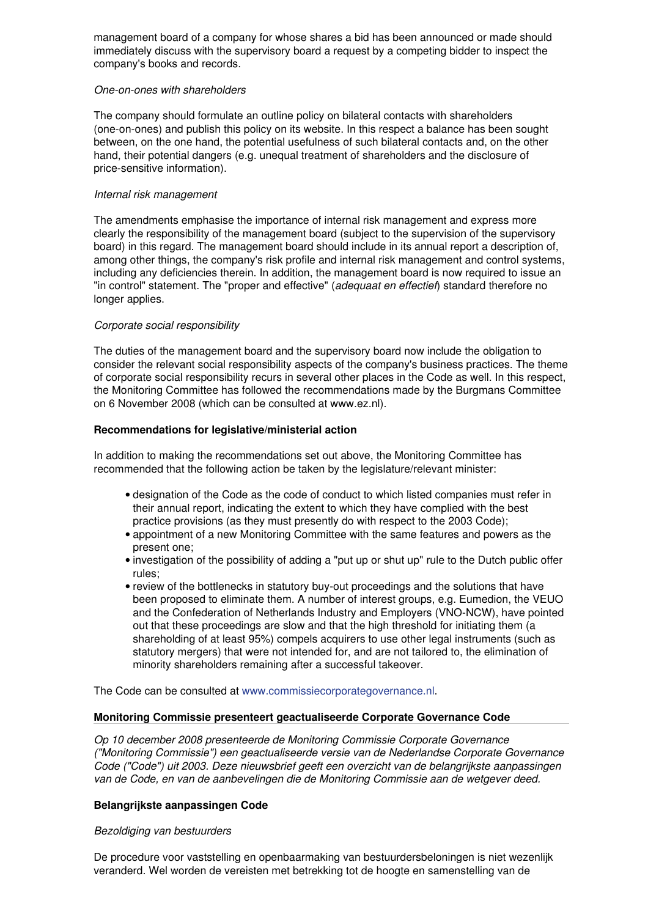management board of a company for whose shares a bid has been announced or made should immediately discuss with the supervisory board a request by a competing bidder to inspect the company's books and records.

*One-on-ones with shareholders*

The company should formulate an outline policy on bilateral contacts with shareholders (one-on-ones) and publish this policy on its website. In this respect a balance has been sought between, on the one hand, the potential usefulness of such bilateral contacts and, on the other hand, their potential dangers (e.g. unequal treatment of shareholders and the disclosure of price-sensitive information).

*Internal risk management*

The amendments emphasise the importance of internal risk management and express more clearly the responsibility of the management board (subject to the supervision of the supervisory board) in this regard. The management board should include in its annual report a description of, among other things, the company's risk profile and internal risk management and control systems, including any deficiencies therein. In addition, the management board is now required to issue an "in control" statement. The "proper and effective" (*adequaat en effectief*) standard therefore no longer applies.

*Corporate social responsibility*

The duties of the management board and the supervisory board now include the obligation to consider the relevant social responsibility aspects of the company's business practices. The theme of corporate social responsibility recurs in several other places in the Code as well. In this respect, the Monitoring Committee has followed the recommendations made by the Burgmans Committee on 6 November 2008 (which can be consulted at www.ez.nl).

**Recommendations for legislative/ministerial action**

In addition to making the recommendations set out above, the Monitoring Committee has recommended that the following action be taken by the legislature/relevant minister:

- designation of the Code as the code of conduct to which listed companies must refer in their annual report, indicating the extent to which they have complied with the best practice provisions (as they must presently do with respect to the 2003 Code);
- appointment of a new Monitoring Committee with the same features and powers as the present one;
- investigation of the possibility of adding a "put up or shut up" rule to the Dutch public offer rules;
- review of the bottlenecks in statutory buy-out proceedings and the solutions that have been proposed to eliminate them. A number of interest groups, e.g. Eumedion, the VEUO and the Confederation of Netherlands Industry and Employers (VNO-NCW), have pointed out that these proceedings are slow and that the high threshold for initiating them (a shareholding of at least 95%) compels acquirers to use other legal instruments (such as statutory mergers) that were not intended for, and are not tailored to, the elimination of minority shareholders remaining after a successful takeover.

The Code can be consulted at www.commissiecorporategovernance.nl.

**Monitoring Commissie presenteert geactualiseerde Corporate Governance Code**

*Op 10 december 2008 presenteerde de Monitoring Commissie Corporate Governance ("Monitoring Commissie") een geactualiseerde versie van de Nederlandse Corporate Governance Code ("Code") uit 2003. Deze nieuwsbrief geeft een overzicht van de belangrijkste aanpassingen van de Code, en van de aanbevelingen die de Monitoring Commissie aan de wetgever deed.*

**Belangrijkste aanpassingen Code**

*Bezoldiging van bestuurders*

De procedure voor vaststelling en openbaarmaking van bestuurdersbeloningen is niet wezenlijk veranderd. Wel worden de vereisten met betrekking tot de hoogte en samenstelling van de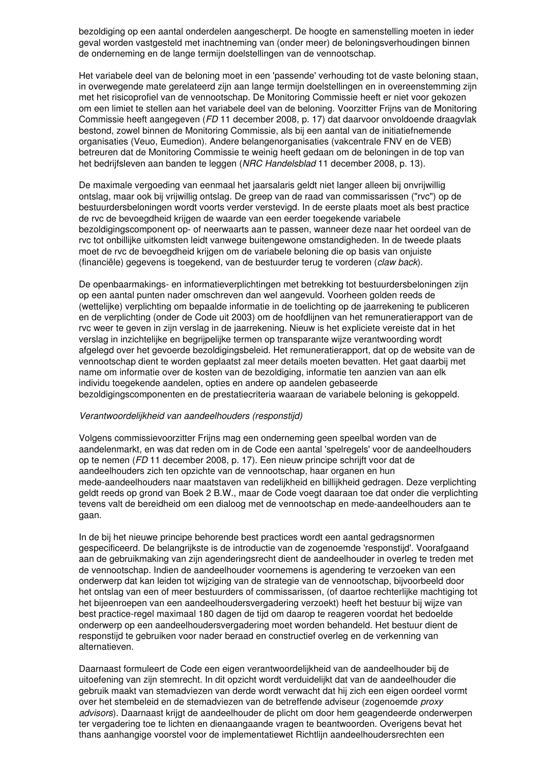bezoldiging op een aantal onderdelen aangescherpt. De hoogte en samenstelling moeten in ieder geval worden vastgesteld met inachtneming van (onder meer) de beloningsverhoudingen binnen de onderneming en de lange termijn doelstellingen van de vennootschap.

Het variabele deel van de beloning moet in een 'passende' verhouding tot de vaste beloning staan, in overwegende mate gerelateerd zijn aan lange termijn doelstellingen en in overeenstemming zijn met het risicoprofiel van de vennootschap. De Monitoring Commissie heeft er niet voor gekozen om een limiet te stellen aan het variabele deel van de beloning. Voorzitter Frijns van de Monitoring Commissie heeft aangegeven (*FD* 11 december 2008, p. 17) dat daarvoor onvoldoende draagvlak bestond, zowel binnen de Monitoring Commissie, als bij een aantal van de initiatiefnemende organisaties (Veuo, Eumedion). Andere belangenorganisaties (vakcentrale FNV en de VEB) betreuren dat de Monitoring Commissie te weinig heeft gedaan om de beloningen in de top van het bedrijfsleven aan banden te leggen (*NRC Handelsblad* 11 december 2008, p. 13).

De maximale vergoeding van eenmaal het jaarsalaris geldt niet langer alleen bij onvrijwillig ontslag, maar ook bij vrijwillig ontslag. De greep van de raad van commissarissen ("rvc") op de bestuurdersbeloningen wordt voorts verder verstevigd. In de eerste plaats moet als best practice de rvc de bevoegdheid krijgen de waarde van een eerder toegekende variabele bezoldigingscomponent op- of neerwaarts aan te passen, wanneer deze naar het oordeel van de rvc tot onbillijke uitkomsten leidt vanwege buitengewone omstandigheden. In de tweede plaats moet de rvc de bevoegdheid krijgen om de variabele beloning die op basis van onjuiste (financiële) gegevens is toegekend, van de bestuurder terug te vorderen (*claw back*).

De openbaarmakings- en informatieverplichtingen met betrekking tot bestuurdersbeloningen zijn op een aantal punten nader omschreven dan wel aangevuld. Voorheen golden reeds de (wettelijke) verplichting om bepaalde informatie in de toelichting op de jaarrekening te publiceren en de verplichting (onder de Code uit 2003) om de hoofdlijnen van het remuneratierapport van de rvc weer te geven in zijn verslag in de jaarrekening. Nieuw is het expliciete vereiste dat in het verslag in inzichtelijke en begrijpelijke termen op transparante wijze verantwoording wordt afgelegd over het gevoerde bezoldigingsbeleid. Het remuneratierapport, dat op de website van de vennootschap dient te worden geplaatst zal meer details moeten bevatten. Het gaat daarbij met name om informatie over de kosten van de bezoldiging, informatie ten aanzien van aan elk individu toegekende aandelen, opties en andere op aandelen gebaseerde bezoldigingscomponenten en de prestatiecriteria waaraan de variabele beloning is gekoppeld.

*Verantwoordelijkheid van aandeelhouders (responstijd)*

Volgens commissievoorzitter Frijns mag een onderneming geen speelbal worden van de aandelenmarkt, en was dat reden om in de Code een aantal 'spelregels' voor de aandeelhouders op te nemen (*FD* 11 december 2008, p. 17). Een nieuw principe schrijft voor dat de aandeelhouders zich ten opzichte van de vennootschap, haar organen en hun mede-aandeelhouders naar maatstaven van redelijkheid en billijkheid gedragen. Deze verplichting geldt reeds op grond van Boek 2 B.W., maar de Code voegt daaraan toe dat onder die verplichting tevens valt de bereidheid om een dialoog met de vennootschap en mede-aandeelhouders aan te gaan.

In de bij het nieuwe principe behorende best practices wordt een aantal gedragsnormen gespecificeerd. De belangrijkste is de introductie van de zogenoemde 'responstijd'. Voorafgaand aan de gebruikmaking van zijn agenderingsrecht dient de aandeelhouder in overleg te treden met de vennootschap. Indien de aandeelhouder voornemens is agendering te verzoeken van een onderwerp dat kan leiden tot wijziging van de strategie van de vennootschap, bijvoorbeeld door het ontslag van een of meer bestuurders of commissarissen, (of daartoe rechterlijke machtiging tot het bijeenroepen van een aandeelhoudersvergadering verzoekt) heeft het bestuur bij wijze van best practice-regel maximaal 180 dagen de tijd om daarop te reageren voordat het bedoelde onderwerp op een aandeelhoudersvergadering moet worden behandeld. Het bestuur dient de responstijd te gebruiken voor nader beraad en constructief overleg en de verkenning van alternatieven.

Daarnaast formuleert de Code een eigen verantwoordelijkheid van de aandeelhouder bij de uitoefening van zijn stemrecht. In dit opzicht wordt verduidelijkt dat van de aandeelhouder die gebruik maakt van stemadviezen van derde wordt verwacht dat hij zich een eigen oordeel vormt over het stembeleid en de stemadviezen van de betreffende adviseur (zogenoemde *proxy advisors*). Daarnaast krijgt de aandeelhouder de plicht om door hem geagendeerde onderwerpen ter vergadering toe te lichten en dienaangaande vragen te beantwoorden. Overigens bevat het thans aanhangige voorstel voor de implementatiewet Richtlijn aandeelhoudersrechten een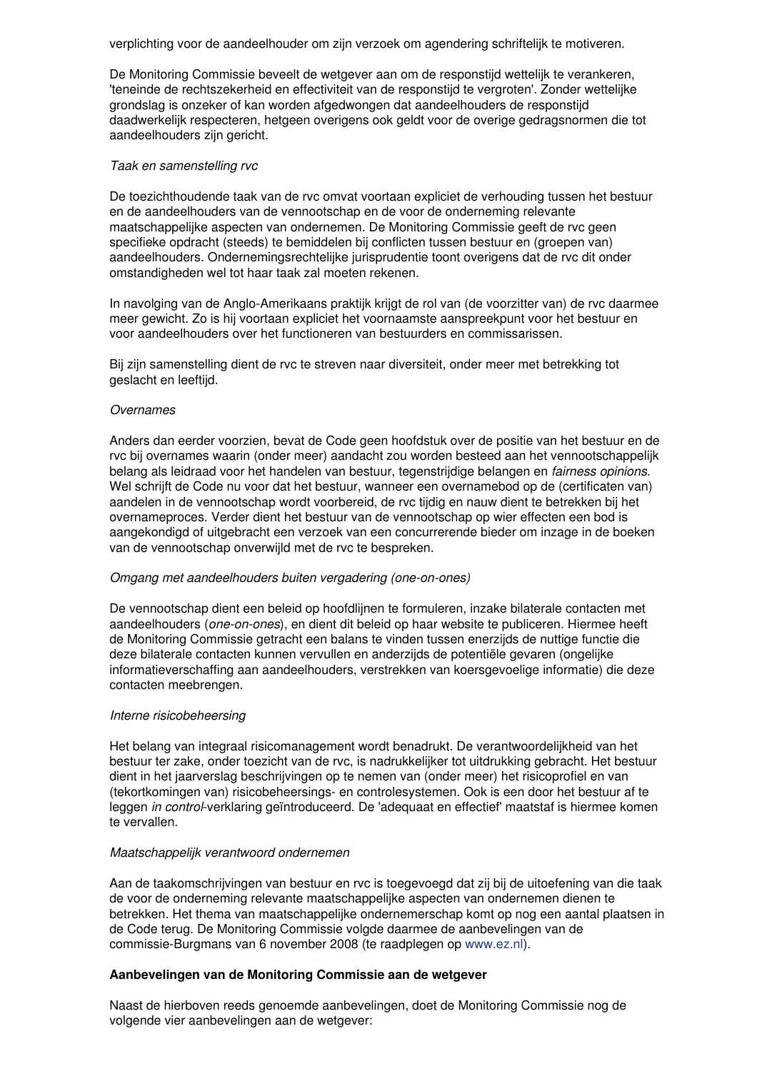verplichting voor de aandeelhouder om zijn verzoek om agendering schriftelijk te motiveren.

De Monitoring Commissie beveelt de wetgever aan om de responstijd wettelijk te verankeren, 'teneinde de rechtszekerheid en effectiviteit van de responstijd te vergroten'. Zonder wettelijke grondslag is onzeker of kan worden afgedwongen dat aandeelhouders de responstijd daadwerkelijk respecteren, hetgeen overigens ook geldt voor de overige gedragsnormen die tot aandeelhouders zijn gericht.

*Taak en samenstelling rvc*

De toezichthoudende taak van de rvc omvat voortaan expliciet de verhouding tussen het bestuur en de aandeelhouders van de vennootschap en de voor de onderneming relevante maatschappelijke aspecten van ondernemen. De Monitoring Commissie geeft de rvc geen specifieke opdracht (steeds) te bemiddelen bij conflicten tussen bestuur en (groepen van) aandeelhouders. Ondernemingsrechtelijke jurisprudentie toont overigens dat de rvc dit onder omstandigheden wel tot haar taak zal moeten rekenen.

In navolging van de Anglo-Amerikaans praktijk krijgt de rol van (de voorzitter van) de rvc daarmee meer gewicht. Zo is hij voortaan expliciet het voornaamste aanspreekpunt voor het bestuur en voor aandeelhouders over het functioneren van bestuurders en commissarissen.

Bij zijn samenstelling dient de rvc te streven naar diversiteit, onder meer met betrekking tot geslacht en leeftijd.

*Overnames*

Anders dan eerder voorzien, bevat de Code geen hoofdstuk over de positie van het bestuur en de rvc bij overnames waarin (onder meer) aandacht zou worden besteed aan het vennootschappelijk belang als leidraad voor het handelen van bestuur, tegenstrijdige belangen en *fairness opinions*. Wel schrijft de Code nu voor dat het bestuur, wanneer een overnamebod op de (certificaten van) aandelen in de vennootschap wordt voorbereid, de rvc tijdig en nauw dient te betrekken bij het overnameproces. Verder dient het bestuur van de vennootschap op wier effecten een bod is aangekondigd of uitgebracht een verzoek van een concurrerende bieder om inzage in de boeken van de vennootschap onverwijld met de rvc te bespreken.

*Omgang met aandeelhouders buiten vergadering (one-on-ones)*

De vennootschap dient een beleid op hoofdlijnen te formuleren, inzake bilaterale contacten met aandeelhouders (*one-on-ones*), en dient dit beleid op haar website te publiceren. Hiermee heeft de Monitoring Commissie getracht een balans te vinden tussen enerzijds de nuttige functie die deze bilaterale contacten kunnen vervullen en anderzijds de potentiële gevaren (ongelijke informatieverschaffing aan aandeelhouders, verstrekken van koersgevoelige informatie) die deze contacten meebrengen.

*Interne risicobeheersing*

Het belang van integraal risicomanagement wordt benadrukt. De verantwoordelijkheid van het bestuur ter zake, onder toezicht van de rvc, is nadrukkelijker tot uitdrukking gebracht. Het bestuur dient in het jaarverslag beschrijvingen op te nemen van (onder meer) het risicoprofiel en van (tekortkomingen van) risicobeheersings- en controlesystemen. Ook is een door het bestuur af te leggen *in control*-verklaring geïntroduceerd. De 'adequaat en effectief' maatstaf is hiermee komen te vervallen.

*Maatschappelijk verantwoord ondernemen*

Aan de taakomschrijvingen van bestuur en rvc is toegevoegd dat zij bij de uitoefening van die taak de voor de onderneming relevante maatschappelijke aspecten van ondernemen dienen te betrekken. Het thema van maatschappelijke ondernemerschap komt op nog een aantal plaatsen in de Code terug. De Monitoring Commissie volgde daarmee de aanbevelingen van de commissie-Burgmans van 6 november 2008 (te raadplegen op www.ez.nl).

**Aanbevelingen van de Monitoring Commissie aan de wetgever**

Naast de hierboven reeds genoemde aanbevelingen, doet de Monitoring Commissie nog de volgende vier aanbevelingen aan de wetgever: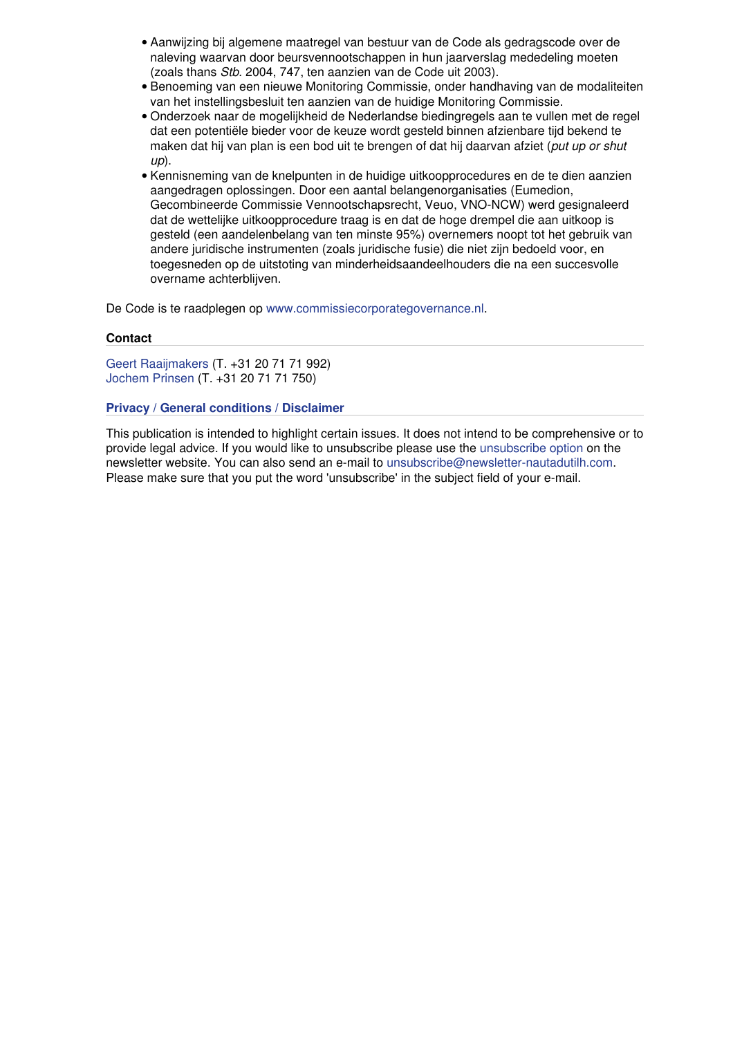- Aanwijzing bij algemene maatregel van bestuur van de Code als gedragscode over de naleving waarvan door beursvennootschappen in hun jaarverslag mededeling moeten (zoals thans *Stb.* 2004, 747, ten aanzien van de Code uit 2003).
- Benoeming van een nieuwe Monitoring Commissie, onder handhaving van de modaliteiten van het instellingsbesluit ten aanzien van de huidige Monitoring Commissie.
- Onderzoek naar de mogelijkheid de Nederlandse biedingregels aan te vullen met de regel dat een potentiële bieder voor de keuze wordt gesteld binnen afzienbare tijd bekend te maken dat hij van plan is een bod uit te brengen of dat hij daarvan afziet (*put up or shut up*).
- Kennisneming van de knelpunten in de huidige uitkoopprocedures en de te dien aanzien aangedragen oplossingen. Door een aantal belangenorganisaties (Eumedion, Gecombineerde Commissie Vennootschapsrecht, Veuo, VNO-NCW) werd gesignaleerd dat de wettelijke uitkoopprocedure traag is en dat de hoge drempel die aan uitkoop is gesteld (een aandelenbelang van ten minste 95%) overnemers noopt tot het gebruik van andere juridische instrumenten (zoals juridische fusie) die niet zijn bedoeld voor, en toegesneden op de uitstoting van minderheidsaandeelhouders die na een succesvolle overname achterblijven.

De Code is te raadplegen op www.commissiecorporategovernance.nl.

### Contact

Geert Raaijmakers (T. +31 20 71 71 992)
Jochem Prinsen (T. +31 20 71 71 750)

### Privacy / General conditions / Disclaimer

This publication is intended to highlight certain issues. It does not intend to be comprehensive or to provide legal advice. If you would like to unsubscribe please use the unsubscribe option on the newsletter website. You can also send an e-mail to unsubscribe@newsletter-nautadutilh.com. Please make sure that you put the word 'unsubscribe' in the subject field of your e-mail.